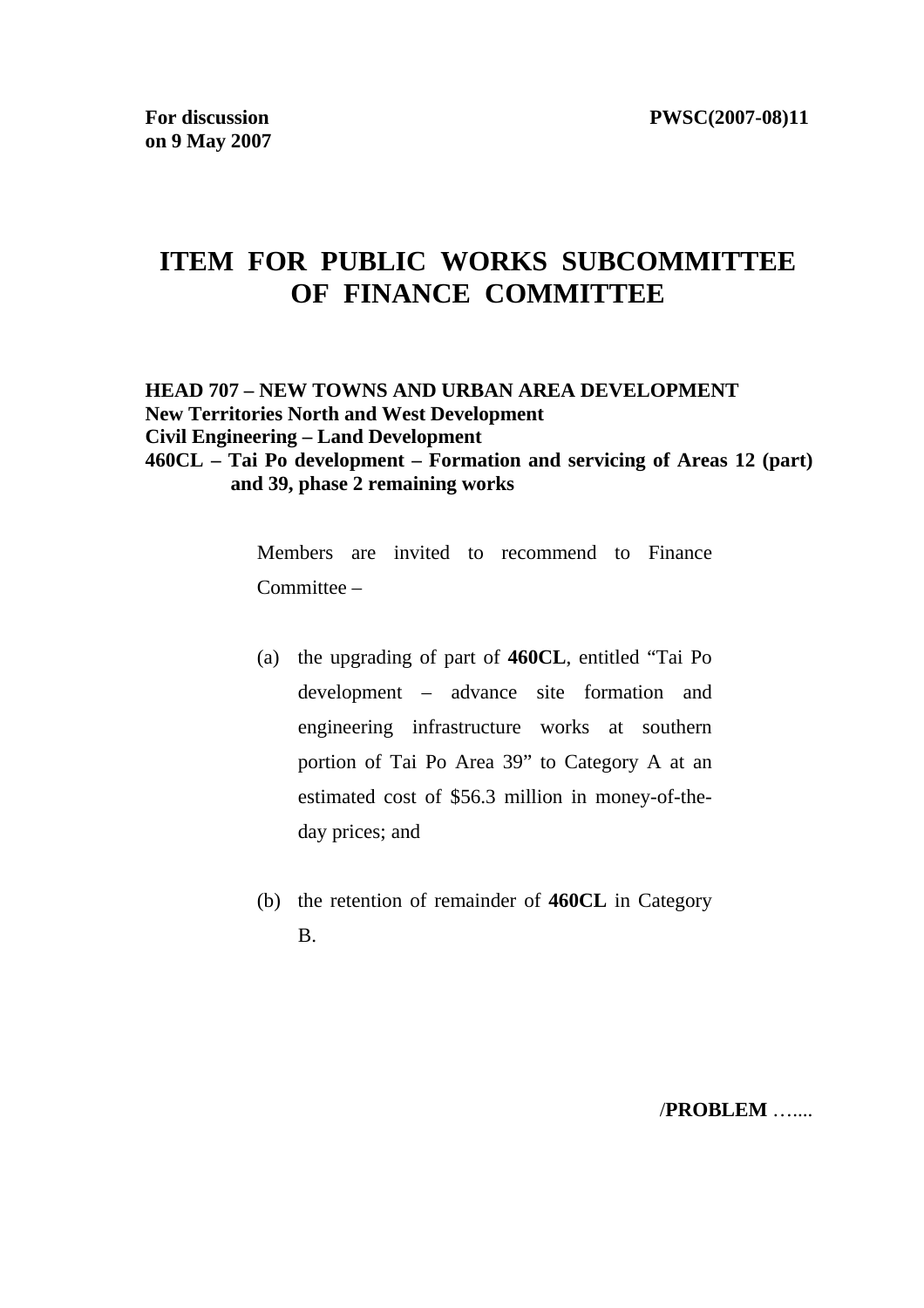**For discussion on 9 May 2007** **PWSC(2007-08)11**

# ITEM FOR PUBLIC WORKS SUBCOMMITTEE OF FINANCE COMMITTEE

**HEAD 707 – NEW TOWNS AND URBAN AREA DEVELOPMENT**
**New Territories North and West Development**
**Civil Engineering – Land Development**
**460CL – Tai Po development – Formation and servicing of Areas 12 (part) and 39, phase 2 remaining works**

Members are invited to recommend to Finance Committee –

(a) the upgrading of part of **460CL**, entitled "Tai Po development – advance site formation and engineering infrastructure works at southern portion of Tai Po Area 39" to Category A at an estimated cost of $56.3 million in money-of-the-day prices; and

(b) the retention of remainder of **460CL** in Category B.

/**PROBLEM** …....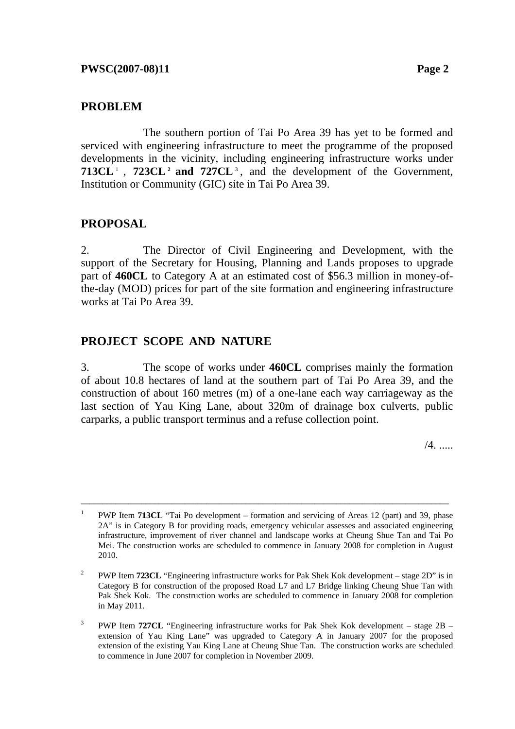## PROBLEM

The southern portion of Tai Po Area 39 has yet to be formed and serviced with engineering infrastructure to meet the programme of the proposed developments in the vicinity, including engineering infrastructure works under **713CL**[1], **723CL**[2] **and 727CL**[3], and the development of the Government, Institution or Community (GIC) site in Tai Po Area 39.

## PROPOSAL

2. The Director of Civil Engineering and Development, with the support of the Secretary for Housing, Planning and Lands proposes to upgrade part of **460CL** to Category A at an estimated cost of $56.3 million in money-of-the-day (MOD) prices for part of the site formation and engineering infrastructure works at Tai Po Area 39.

## PROJECT SCOPE AND NATURE

3. The scope of works under **460CL** comprises mainly the formation of about 10.8 hectares of land at the southern part of Tai Po Area 39, and the construction of about 160 metres (m) of a one-lane each way carriageway as the last section of Yau King Lane, about 320m of drainage box culverts, public carparks, a public transport terminus and a refuse collection point.

/4. .....

---

[1] PWP Item **713CL** "Tai Po development – formation and servicing of Areas 12 (part) and 39, phase 2A" is in Category B for providing roads, emergency vehicular assesses and associated engineering infrastructure, improvement of river channel and landscape works at Cheung Shue Tan and Tai Po Mei. The construction works are scheduled to commence in January 2008 for completion in August 2010.

[2] PWP Item **723CL** "Engineering infrastructure works for Pak Shek Kok development – stage 2D" is in Category B for construction of the proposed Road L7 and L7 Bridge linking Cheung Shue Tan with Pak Shek Kok. The construction works are scheduled to commence in January 2008 for completion in May 2011.

[3] PWP Item **727CL** "Engineering infrastructure works for Pak Shek Kok development – stage 2B – extension of Yau King Lane" was upgraded to Category A in January 2007 for the proposed extension of the existing Yau King Lane at Cheung Shue Tan. The construction works are scheduled to commence in June 2007 for completion in November 2009.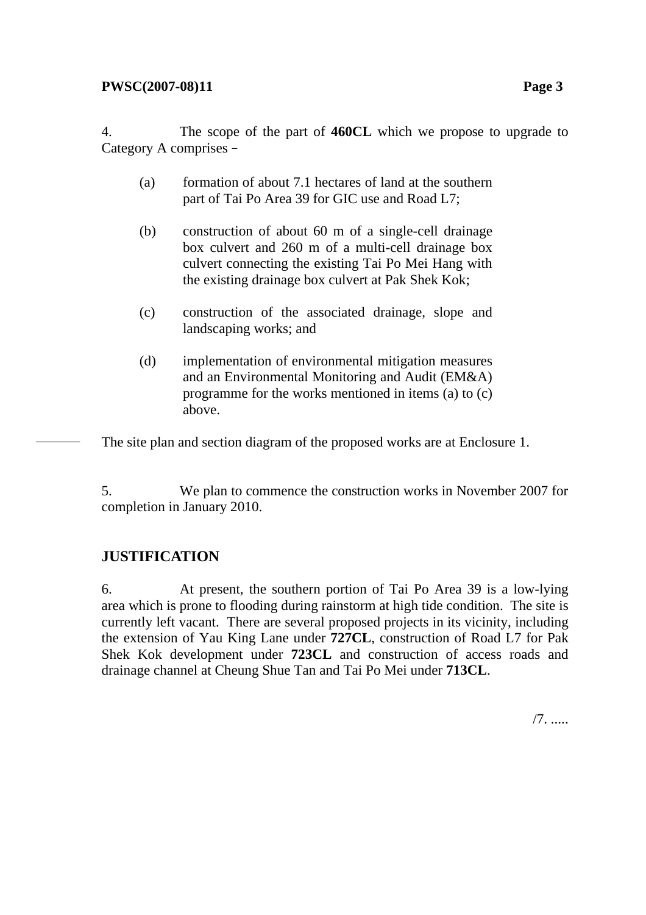4. The scope of the part of **460CL** which we propose to upgrade to Category A comprises –

(a) formation of about 7.1 hectares of land at the southern part of Tai Po Area 39 for GIC use and Road L7;

(b) construction of about 60 m of a single-cell drainage box culvert and 260 m of a multi-cell drainage box culvert connecting the existing Tai Po Mei Hang with the existing drainage box culvert at Pak Shek Kok;

(c) construction of the associated drainage, slope and landscaping works; and

(d) implementation of environmental mitigation measures and an Environmental Monitoring and Audit (EM&A) programme for the works mentioned in items (a) to (c) above.

The site plan and section diagram of the proposed works are at Enclosure 1.

5. We plan to commence the construction works in November 2007 for completion in January 2010.

## JUSTIFICATION

6. At present, the southern portion of Tai Po Area 39 is a low-lying area which is prone to flooding during rainstorm at high tide condition. The site is currently left vacant. There are several proposed projects in its vicinity, including the extension of Yau King Lane under **727CL**, construction of Road L7 for Pak Shek Kok development under **723CL** and construction of access roads and drainage channel at Cheung Shue Tan and Tai Po Mei under **713CL**.

/7. .....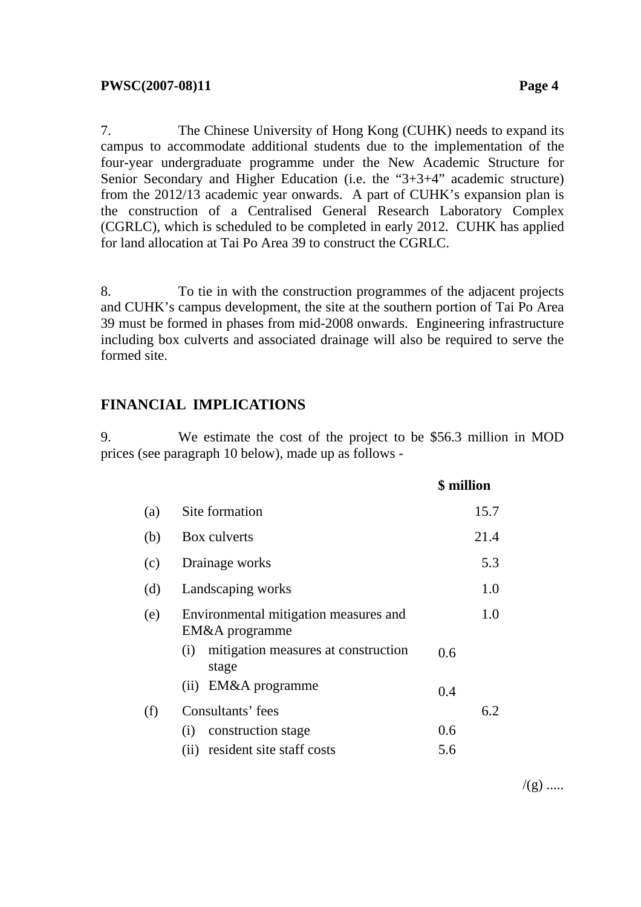7. The Chinese University of Hong Kong (CUHK) needs to expand its campus to accommodate additional students due to the implementation of the four-year undergraduate programme under the New Academic Structure for Senior Secondary and Higher Education (i.e. the "3+3+4" academic structure) from the 2012/13 academic year onwards. A part of CUHK's expansion plan is the construction of a Centralised General Research Laboratory Complex (CGRLC), which is scheduled to be completed in early 2012. CUHK has applied for land allocation at Tai Po Area 39 to construct the CGRLC.

8. To tie in with the construction programmes of the adjacent projects and CUHK's campus development, the site at the southern portion of Tai Po Area 39 must be formed in phases from mid-2008 onwards. Engineering infrastructure including box culverts and associated drainage will also be required to serve the formed site.

## FINANCIAL IMPLICATIONS

9. We estimate the cost of the project to be $56.3 million in MOD prices (see paragraph 10 below), made up as follows -

| | | | $ million |
|---|---|---|---|
| (a) | Site formation | | 15.7 |
| (b) | Box culverts | | 21.4 |
| (c) | Drainage works | | 5.3 |
| (d) | Landscaping works | | 1.0 |
| (e) | Environmental mitigation measures and EM&A programme | | 1.0 |
| | (i) mitigation measures at construction stage | 0.6 | |
| | (ii) EM&A programme | 0.4 | |
| (f) | Consultants' fees | | 6.2 |
| | (i) construction stage | 0.6 | |
| | (ii) resident site staff costs | 5.6 | |

/(g) .....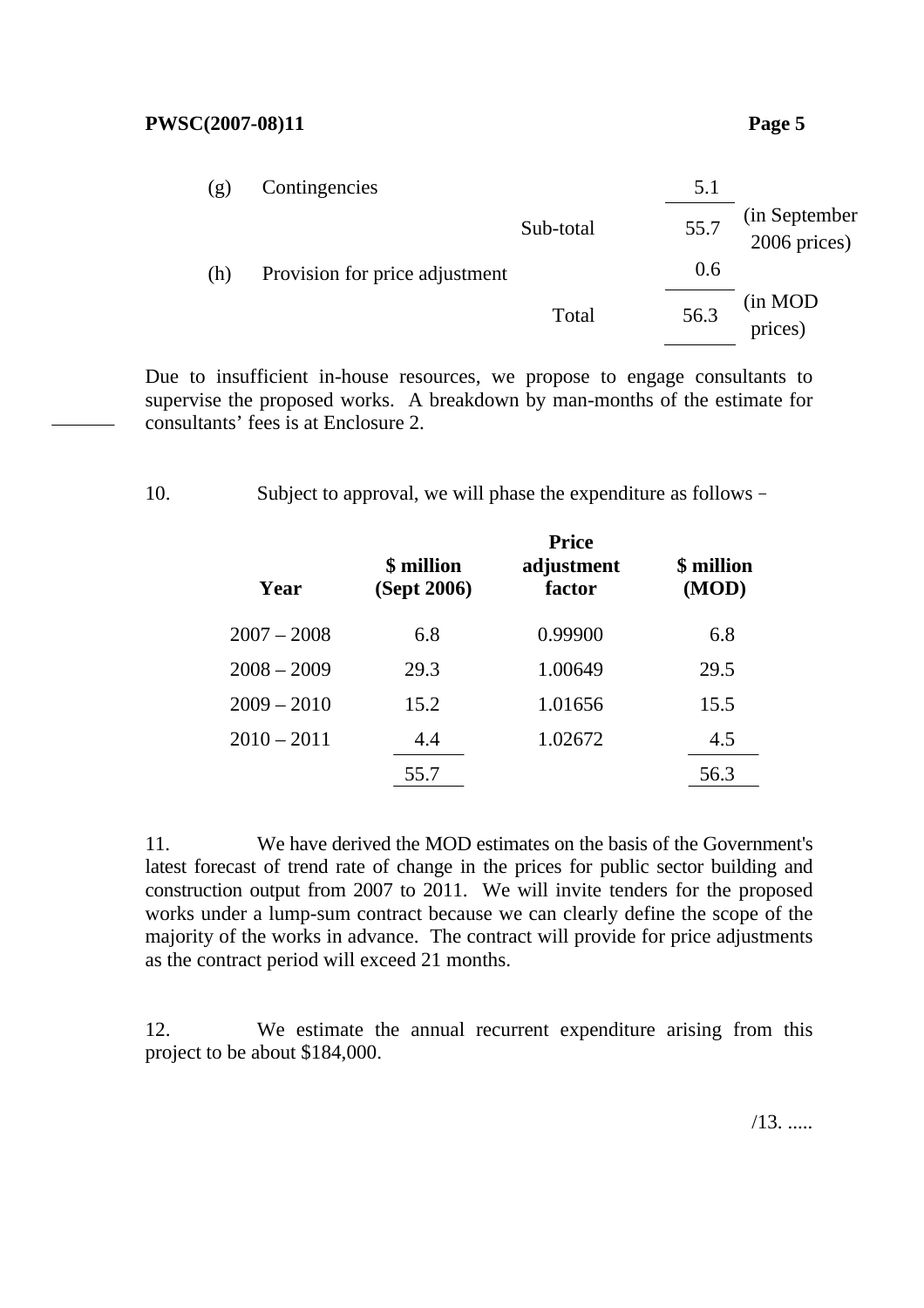| | | | | |
|---|---|---|---|---|
| (g) | Contingencies | | 5.1 | |
| | | Sub-total | 55.7 | (in September 2006 prices) |
| (h) | Provision for price adjustment | | 0.6 | |
| | | Total | 56.3 | (in MOD prices) |

Due to insufficient in-house resources, we propose to engage consultants to supervise the proposed works. A breakdown by man-months of the estimate for consultants' fees is at Enclosure 2.

10. Subject to approval, we will phase the expenditure as follows –

| Year | $ million (Sept 2006) | Price adjustment factor | $ million (MOD) |
|---|---|---|---|
| 2007 – 2008 | 6.8 | 0.99900 | 6.8 |
| 2008 – 2009 | 29.3 | 1.00649 | 29.5 |
| 2009 – 2010 | 15.2 | 1.01656 | 15.5 |
| 2010 – 2011 | 4.4 | 1.02672 | 4.5 |
| | 55.7 | | 56.3 |

11. We have derived the MOD estimates on the basis of the Government's latest forecast of trend rate of change in the prices for public sector building and construction output from 2007 to 2011. We will invite tenders for the proposed works under a lump-sum contract because we can clearly define the scope of the majority of the works in advance. The contract will provide for price adjustments as the contract period will exceed 21 months.

12. We estimate the annual recurrent expenditure arising from this project to be about $184,000.

/13. .....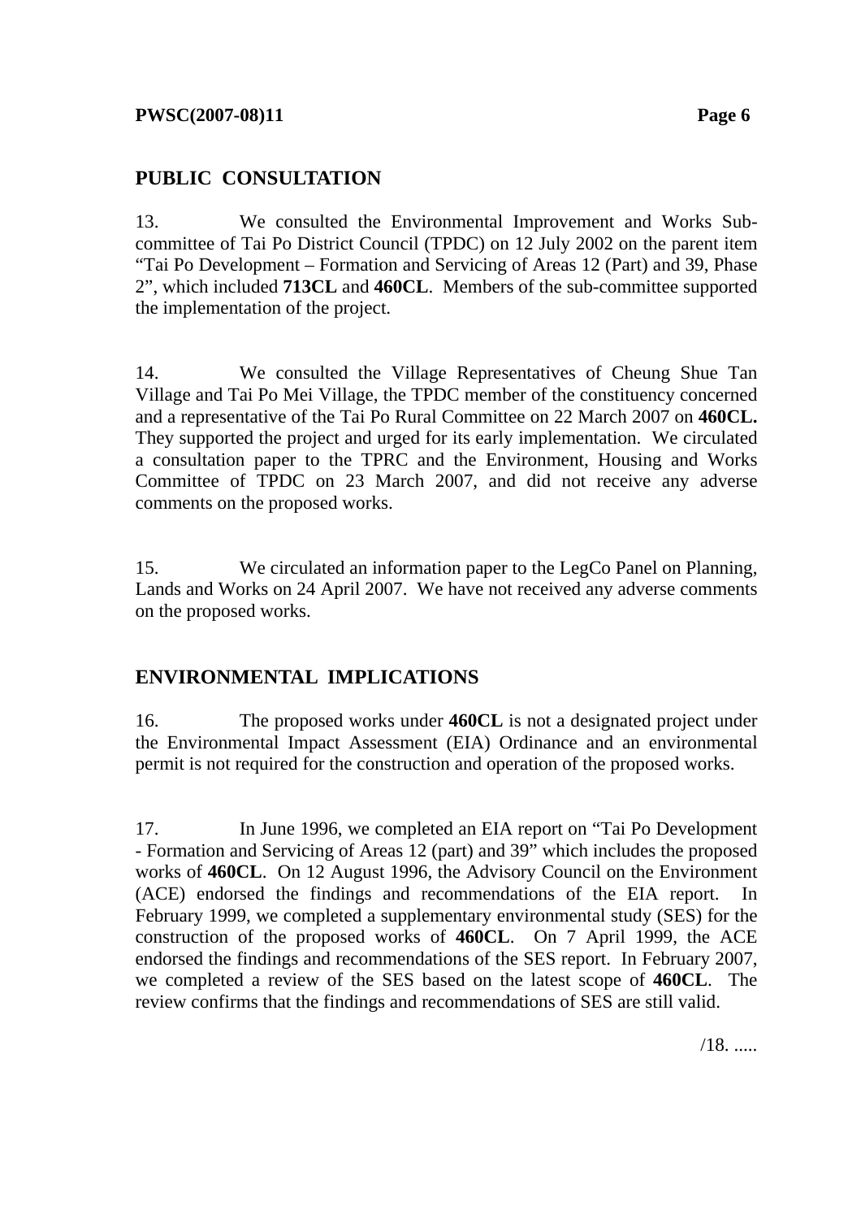## PUBLIC CONSULTATION

13. We consulted the Environmental Improvement and Works Sub-committee of Tai Po District Council (TPDC) on 12 July 2002 on the parent item "Tai Po Development – Formation and Servicing of Areas 12 (Part) and 39, Phase 2", which included **713CL** and **460CL**. Members of the sub-committee supported the implementation of the project.

14. We consulted the Village Representatives of Cheung Shue Tan Village and Tai Po Mei Village, the TPDC member of the constituency concerned and a representative of the Tai Po Rural Committee on 22 March 2007 on **460CL.** They supported the project and urged for its early implementation. We circulated a consultation paper to the TPRC and the Environment, Housing and Works Committee of TPDC on 23 March 2007, and did not receive any adverse comments on the proposed works.

15. We circulated an information paper to the LegCo Panel on Planning, Lands and Works on 24 April 2007. We have not received any adverse comments on the proposed works.

## ENVIRONMENTAL IMPLICATIONS

16. The proposed works under **460CL** is not a designated project under the Environmental Impact Assessment (EIA) Ordinance and an environmental permit is not required for the construction and operation of the proposed works.

17. In June 1996, we completed an EIA report on "Tai Po Development - Formation and Servicing of Areas 12 (part) and 39" which includes the proposed works of **460CL**. On 12 August 1996, the Advisory Council on the Environment (ACE) endorsed the findings and recommendations of the EIA report. In February 1999, we completed a supplementary environmental study (SES) for the construction of the proposed works of **460CL**. On 7 April 1999, the ACE endorsed the findings and recommendations of the SES report. In February 2007, we completed a review of the SES based on the latest scope of **460CL**. The review confirms that the findings and recommendations of SES are still valid.

/18. .....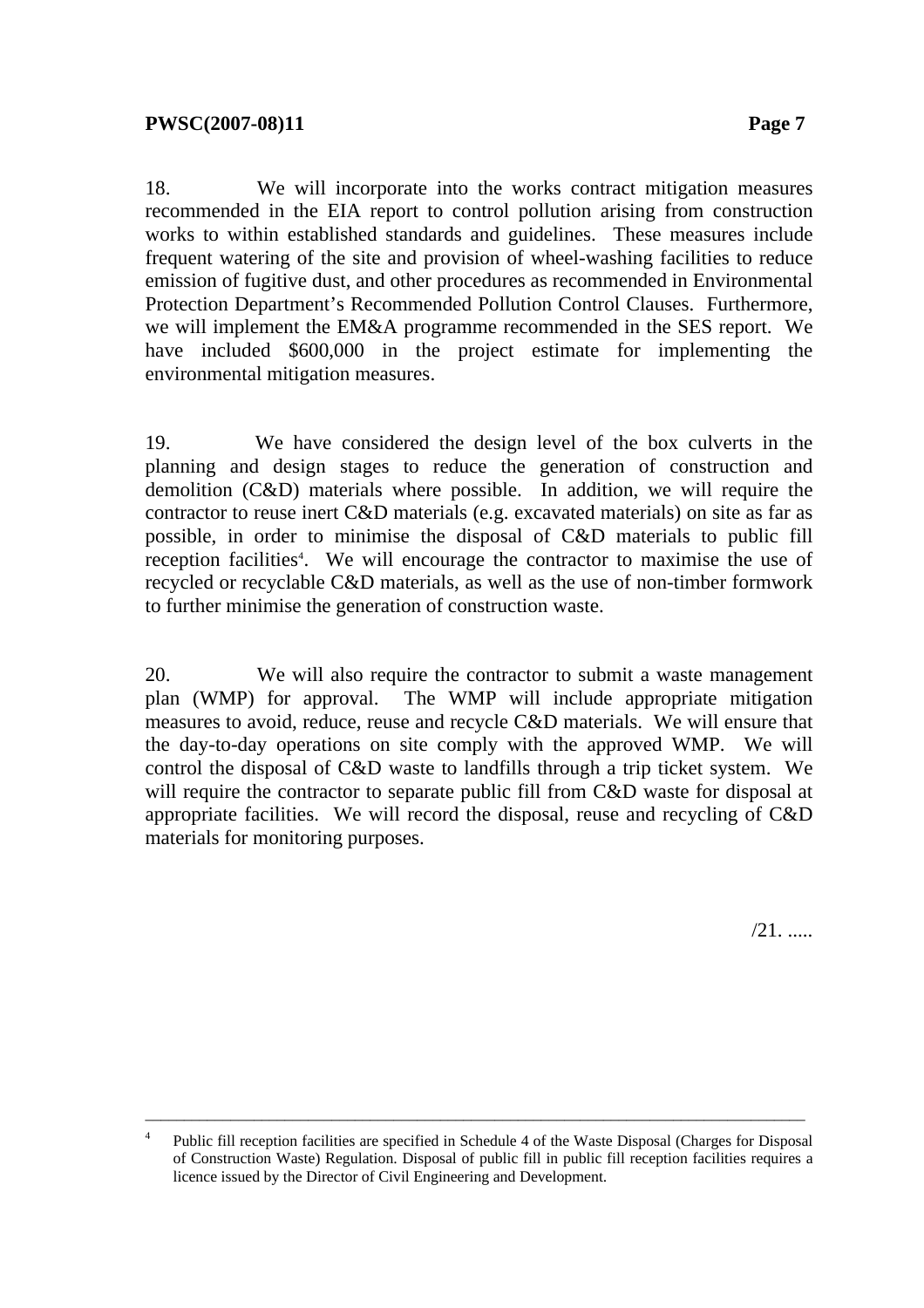18. We will incorporate into the works contract mitigation measures recommended in the EIA report to control pollution arising from construction works to within established standards and guidelines. These measures include frequent watering of the site and provision of wheel-washing facilities to reduce emission of fugitive dust, and other procedures as recommended in Environmental Protection Department's Recommended Pollution Control Clauses. Furthermore, we will implement the EM&A programme recommended in the SES report. We have included $600,000 in the project estimate for implementing the environmental mitigation measures.

19. We have considered the design level of the box culverts in the planning and design stages to reduce the generation of construction and demolition (C&D) materials where possible. In addition, we will require the contractor to reuse inert C&D materials (e.g. excavated materials) on site as far as possible, in order to minimise the disposal of C&D materials to public fill reception facilities[4]. We will encourage the contractor to maximise the use of recycled or recyclable C&D materials, as well as the use of non-timber formwork to further minimise the generation of construction waste.

20. We will also require the contractor to submit a waste management plan (WMP) for approval. The WMP will include appropriate mitigation measures to avoid, reduce, reuse and recycle C&D materials. We will ensure that the day-to-day operations on site comply with the approved WMP. We will control the disposal of C&D waste to landfills through a trip ticket system. We will require the contractor to separate public fill from C&D waste for disposal at appropriate facilities. We will record the disposal, reuse and recycling of C&D materials for monitoring purposes.

/21. .....

---

[4] Public fill reception facilities are specified in Schedule 4 of the Waste Disposal (Charges for Disposal of Construction Waste) Regulation. Disposal of public fill in public fill reception facilities requires a licence issued by the Director of Civil Engineering and Development.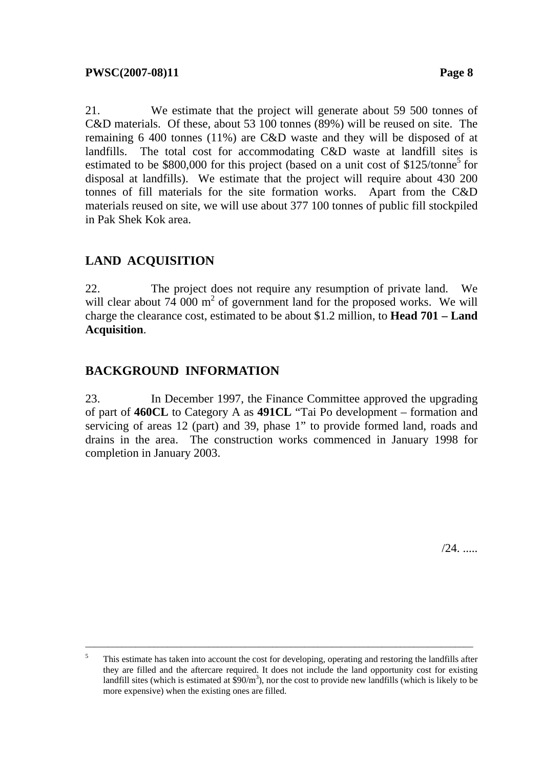21. We estimate that the project will generate about 59 500 tonnes of C&D materials. Of these, about 53 100 tonnes (89%) will be reused on site. The remaining 6 400 tonnes (11%) are C&D waste and they will be disposed of at landfills. The total cost for accommodating C&D waste at landfill sites is estimated to be $800,000 for this project (based on a unit cost of $125/tonne[5] for disposal at landfills). We estimate that the project will require about 430 200 tonnes of fill materials for the site formation works. Apart from the C&D materials reused on site, we will use about 377 100 tonnes of public fill stockpiled in Pak Shek Kok area.

## LAND ACQUISITION

22. The project does not require any resumption of private land. We will clear about 74 000 $m^2$ of government land for the proposed works. We will charge the clearance cost, estimated to be about $1.2 million, to **Head 701 – Land Acquisition**.

## BACKGROUND INFORMATION

23. In December 1997, the Finance Committee approved the upgrading of part of **460CL** to Category A as **491CL** "Tai Po development – formation and servicing of areas 12 (part) and 39, phase 1" to provide formed land, roads and drains in the area. The construction works commenced in January 1998 for completion in January 2003.

/24. .....

---

[5] This estimate has taken into account the cost for developing, operating and restoring the landfills after they are filled and the aftercare required. It does not include the land opportunity cost for existing landfill sites (which is estimated at $90/$m^3$), nor the cost to provide new landfills (which is likely to be more expensive) when the existing ones are filled.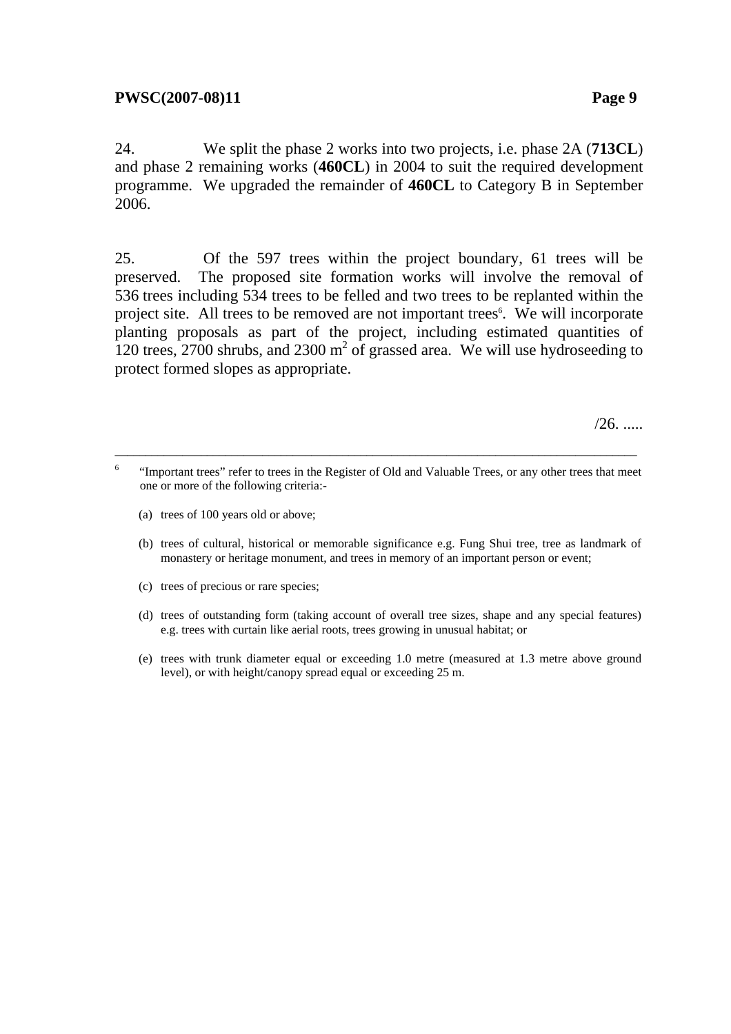24. We split the phase 2 works into two projects, i.e. phase 2A (**713CL**) and phase 2 remaining works (**460CL**) in 2004 to suit the required development programme. We upgraded the remainder of **460CL** to Category B in September 2006.

25. Of the 597 trees within the project boundary, 61 trees will be preserved. The proposed site formation works will involve the removal of 536 trees including 534 trees to be felled and two trees to be replanted within the project site. All trees to be removed are not important trees[6]. We will incorporate planting proposals as part of the project, including estimated quantities of 120 trees, 2700 shrubs, and 2300 m$^2$ of grassed area. We will use hydroseeding to protect formed slopes as appropriate.

/26. .....

---

[6] "Important trees" refer to trees in the Register of Old and Valuable Trees, or any other trees that meet one or more of the following criteria:-

(a) trees of 100 years old or above;

(b) trees of cultural, historical or memorable significance e.g. Fung Shui tree, tree as landmark of monastery or heritage monument, and trees in memory of an important person or event;

(c) trees of precious or rare species;

(d) trees of outstanding form (taking account of overall tree sizes, shape and any special features) e.g. trees with curtain like aerial roots, trees growing in unusual habitat; or

(e) trees with trunk diameter equal or exceeding 1.0 metre (measured at 1.3 metre above ground level), or with height/canopy spread equal or exceeding 25 m.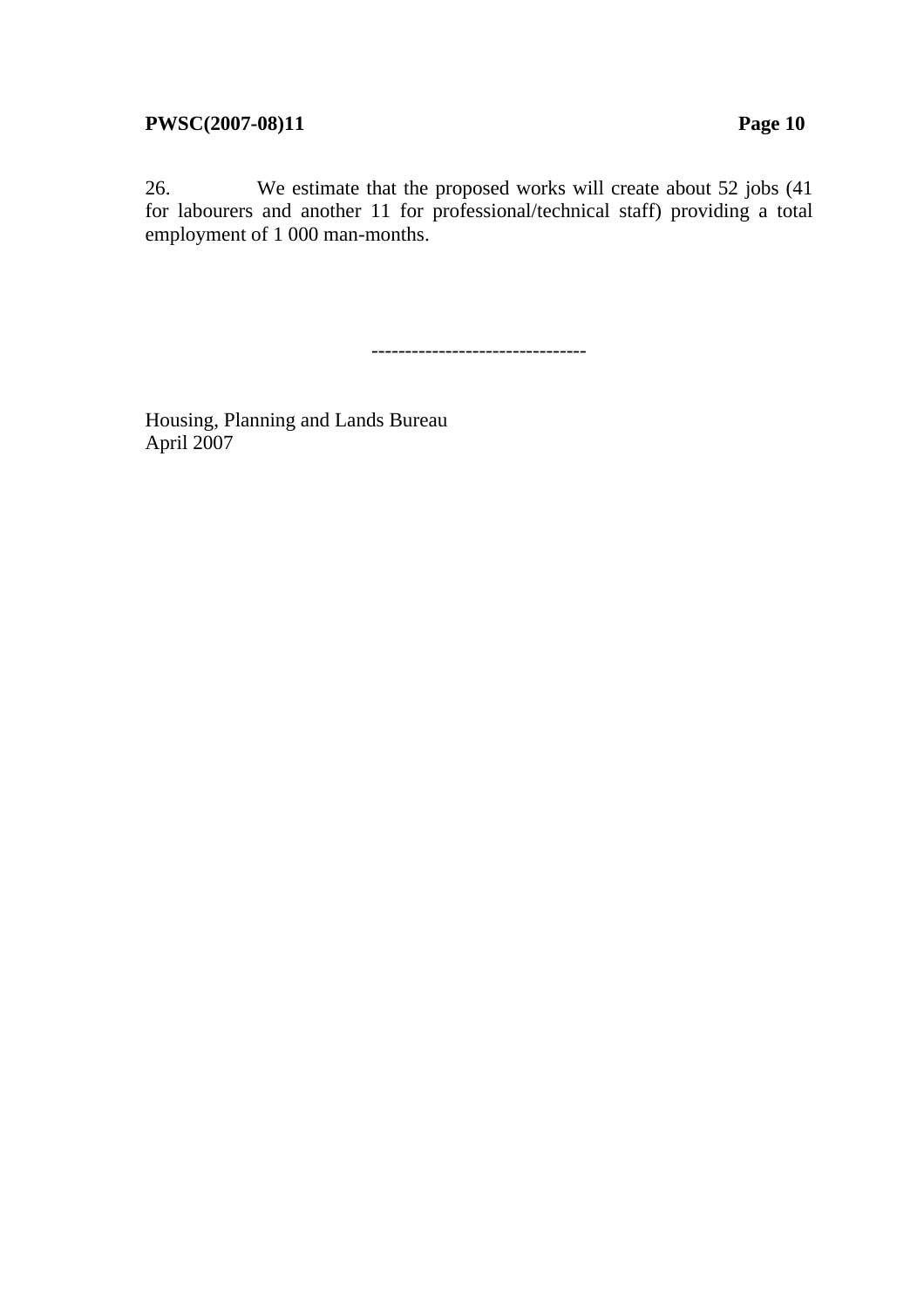26. We estimate that the proposed works will create about 52 jobs (41 for labourers and another 11 for professional/technical staff) providing a total employment of 1 000 man-months.

--------------------------------

Housing, Planning and Lands Bureau
April 2007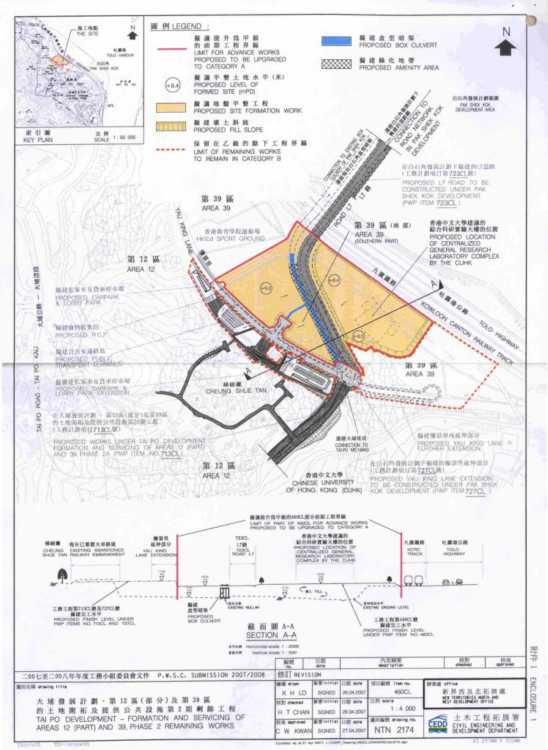# 附件 1 ENCLOSURE 1

**索引圖 KEY PLAN** 比例 SCALE 1:50 000

施工地點 THE SITE

吐露港 TOLO HARBOUR

白石角 PAK SHEK KOK

## 圖例 LEGEND :

- 擬議提升爲甲級的前期工程界線 LIMIT FOR ADVANCE WORKS PROPOSED TO BE UPGRADED TO CATEGORY A
- (+6.4) 擬議平整土地水平(米) PROPOSED LEVEL OF FORMED SITE (mPD)
- 擬議地盤平整工程 PROPOSED SITE FORMATION WORK
- 擬建填土斜坡 PROPOSED FILL SLOPE
- 保留在乙級的餘下工程界線 LIMIT OF REMAINING WORKS TO REMAIN IN CATEGORY B
- 擬建盒型暗渠 PROPOSED BOX CULVERT
- 擬建綠化地帶 PROPOSED AMENITY AREA

白石角發展計劃範圍 PAK SHEK KOK DEVELOPMENT AREA

連接白石角發展計劃下的道路網 CONNECTION TO ROAD NETWORK IN PAK SHEK KOK DEVELOPMENT

連接現有白石角盒型暗渠 CONNECTION TO EXISTING BOX CULVERT OF PAK SHEK KOK

在白石角發展計劃下擬建的L7道路(工務計劃項目第723CL號) PROPOSED L7 ROAD TO BE CONSTRUCTED UNDER PAK SHEK KOK DEVELOPMENT (PWP ITEM 723CL)

L7路 ROAD L7

第 39 區 AREA 39

第 39 區 (南部) AREA 39 (SOUTHERN PART)

香港中文大學建議的綜合科研實驗大樓的位置 PROPOSED LOCATION OF CENTRALIZED GENERAL RESEARCH LABORATORY COMPLEX BY THE CUHK

九廣鐵路 KOWLOON CANTON RAILWAY TRACK

吐露港公路 TOLO HIGHWAY

香港教育學院運動場 HKIEd SPORT GROUND

優景里 YAU KING LANE

第 12 區 AREA 12

大埔公路 — 大埔滘段 TAI PO ROAD - TAI PO KAU

擬建私家車及貨車停車場 PROPOSED CARPARK & LORRY PARK

擬建廢物收集站 PROPOSED R.C.P.

擬建公共交通總站 PROPOSED PUBLIC TRANSPORT TERMINUS

擬建私家車及貨車停車場擴建 PROPOSED CARPARK & LORRY PARK EXTENSION

樟樹灘 CHEUNG SHUE TAN

在大埔發展計劃 - 第12區(部分)及第39區的土地開拓及提供公共設施第2A期工程(工務計劃項目第713CL號) PROPOSED WORKS UNDER TAI PO DEVELOPMENT FORMATION AND SERVICING OF AREAS 12 (PART) AND 39, PHASE 2A (PWP ITEM NO. 713CL)

連接大埔尾坑 CONNECTION TO TAI PO MEI HANG

香港中文大學 CHINESE UNIVERSITY OF HONG KONG (CUHK)

擬建優景里再延伸部分 PROPOSED YAU KING LANE FURTHER EXTENSION

在白石角發展計劃下擬建的優景里延伸部分(工務計劃項目第727CL號) PROPOSED YAU KING LANE EXTENSION TO BE CONSTRUCTED UNDER PAK SHEK KOK DEVELOPMENT (PWP ITEM 727CL)

(+6.0) (+6.4) (+6.5)

## 截面圖 A-A SECTION A-A

擬議提升爲甲級的460CL部分前期工程界線 LIMIT OF PART OF 460CL FOR ADVANCE WORKS PROPOSED TO BE UPGRADED TO CATEGORY A

樟樹灘 CHEUNG SHUE TAN

現有已棄置火車路堤 EXISTING ABANDONED RAILWAY EMBANKMENT

優景里延伸部分 YAU KING LANE EXTENSION

723CL L7路 723CL ROAD L7

香港中文大學建議的綜合科研實驗大樓的位置 PROPOSED LOCATION OF CENTRALIZED GENERAL RESEARCH LABORATORY COMPLEX BY THE CUHK

九廣鐵路 KCRC TRACK

吐露港公路 TOLO HIGHWAY

工務工程第713CL號及727CL號擬建完工水平 PROPOSED FINISH LEVEL UNDER PWP ITEMS NO. 713CL AND 727CL

擬建盒型暗渠 PROPOSED BOX CULVERT

現有明渠 EXISTING NULLAH

填土 FILL

現有地面水平 EXISTING GROUND LEVEL

工務工程第460CL號擬建完工水平 PROPOSED FINISH LEVEL UNDER PWP ITEM NO. 460CL

水平比例 Horizontal scale 1:2000

垂直比例 Vertical scale 1:500

| 編號 no. | 日期 date | 內容摘要 description | 核對 checked | 核准 approved |
|---|---|---|---|---|

修訂 REVISION

二〇〇七至二〇〇八年年度工務小組委員會文件 P.W.S.C. SUBMISSION 2007/2008

圖則名稱 drawing title

大埔發展計劃 - 第12區(部分)及第39區的土地開拓及提供公共設施第2期剩餘工程
TAI PO DEVELOPMENT - FORMATION AND SERVICING OF AREAS 12 (PART) AND 39, PHASE 2 REMAINING WORKS

| 繪圖 drawn | 簽署 initial | 日期 date | 項目編號 item no. |
|---|---|---|---|
| K H LO | SIGNED | 26.04.2007 | 460CL |
| 核對 checked | 簽署 initial | 日期 date | 比例 scale |
| H T CHAN | SIGNED | 26.04.2007 | 1:4 000 |
| 核准 approved | 簽署 initial | 日期 date | 圖則編號 drawing no. |
| C W KWAN | SIGNED | 27.04.2007 | NTN 2174 |

辦事處 office: 新界西及北拓展處 NEW TERRITORIES NORTH AND WEST DEVELOPMENT OFFICE

CEDD 土木工程拓展署 CIVIL ENGINEERING AND DEVELOPMENT DEPARTMENT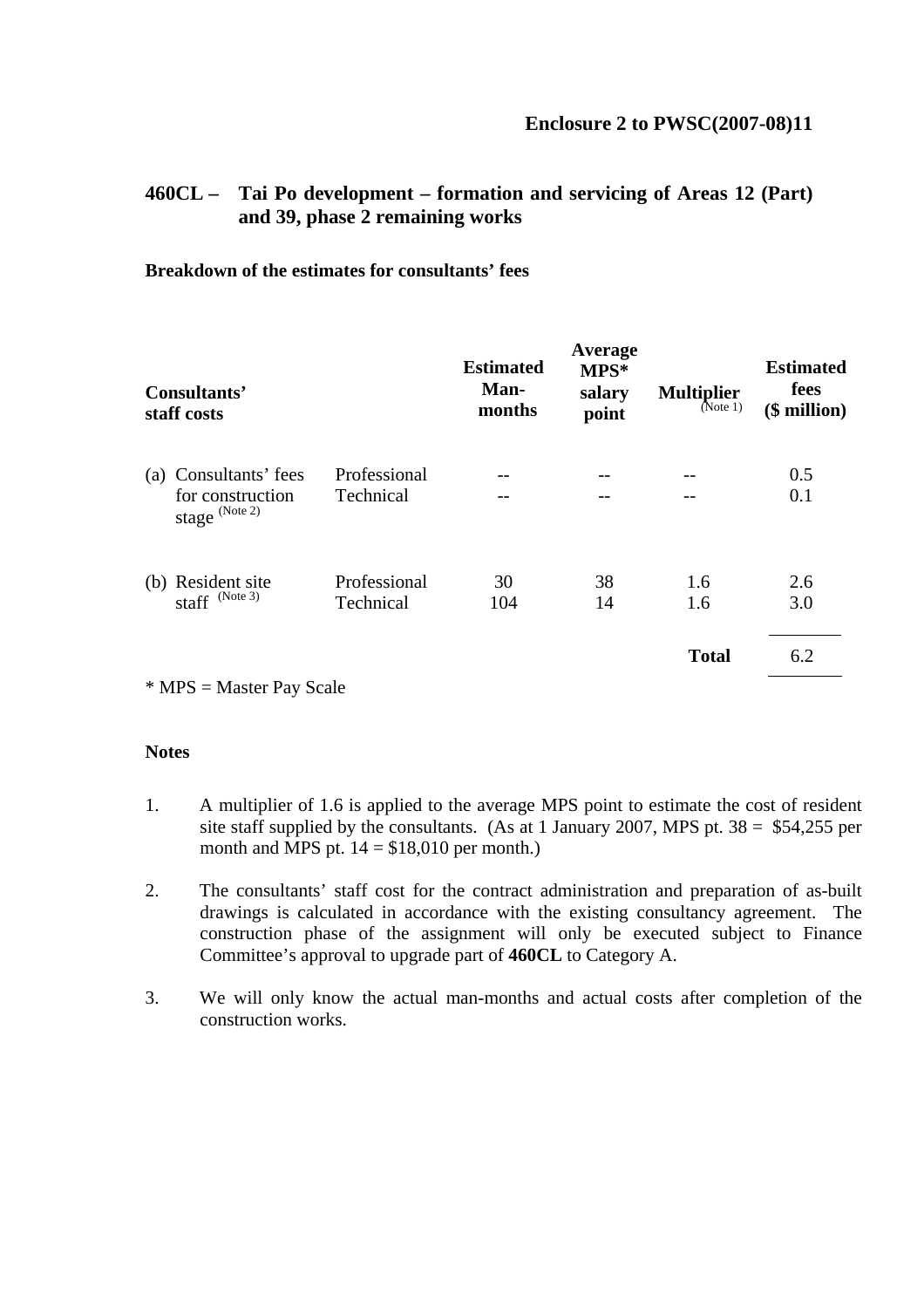**Enclosure 2 to PWSC(2007-08)11**

## 460CL – Tai Po development – formation and servicing of Areas 12 (Part) and 39, phase 2 remaining works

**Breakdown of the estimates for consultants' fees**

| **Consultants' staff costs** | | **Estimated Man-months** | **Average MPS* salary point** | **Multiplier** (Note 1) | **Estimated fees ($ million)** |
|---|---|---|---|---|---|
| (a) Consultants' fees for construction stage (Note 2) | Professional | -- | -- | -- | 0.5 |
| | Technical | -- | -- | -- | 0.1 |
| (b) Resident site staff (Note 3) | Professional | 30 | 38 | 1.6 | 2.6 |
| | Technical | 104 | 14 | 1.6 | 3.0 |
| | | | | **Total** | 6.2 |

\* MPS = Master Pay Scale

**Notes**

1. A multiplier of 1.6 is applied to the average MPS point to estimate the cost of resident site staff supplied by the consultants. (As at 1 January 2007, MPS pt. 38 = $54,255 per month and MPS pt. 14 = $18,010 per month.)

2. The consultants' staff cost for the contract administration and preparation of as-built drawings is calculated in accordance with the existing consultancy agreement. The construction phase of the assignment will only be executed subject to Finance Committee's approval to upgrade part of **460CL** to Category A.

3. We will only know the actual man-months and actual costs after completion of the construction works.